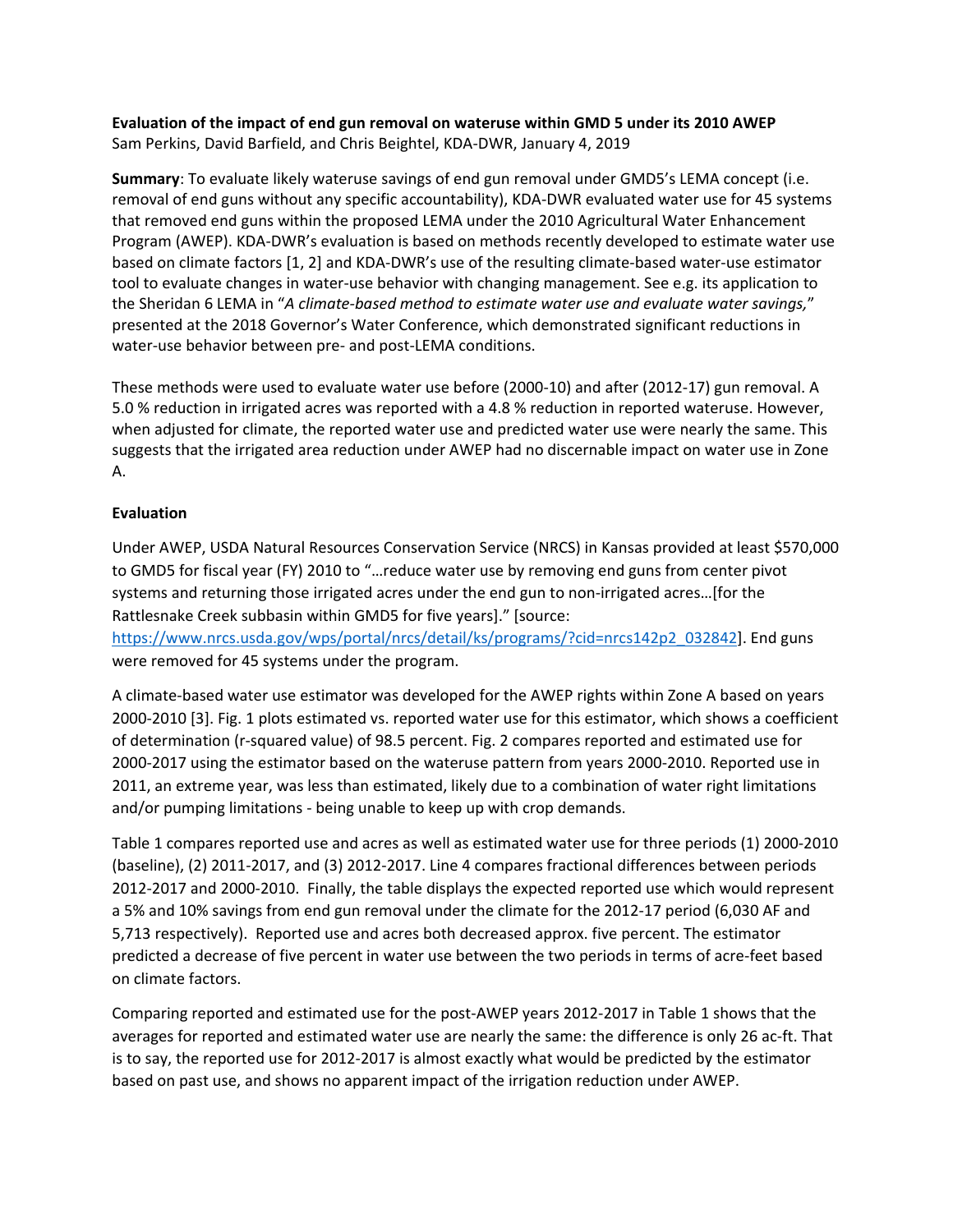**Evaluation of the impact of end gun removal on wateruse within GMD 5 under its 2010 AWEP**
Sam Perkins, David Barfield, and Chris Beightel, KDA-DWR, January 4, 2019

**Summary**: To evaluate likely wateruse savings of end gun removal under GMD5's LEMA concept (i.e. removal of end guns without any specific accountability), KDA-DWR evaluated water use for 45 systems that removed end guns within the proposed LEMA under the 2010 Agricultural Water Enhancement Program (AWEP). KDA-DWR's evaluation is based on methods recently developed to estimate water use based on climate factors [1, 2] and KDA-DWR's use of the resulting climate-based water-use estimator tool to evaluate changes in water-use behavior with changing management. See e.g. its application to the Sheridan 6 LEMA in "*A climate-based method to estimate water use and evaluate water savings,*" presented at the 2018 Governor's Water Conference, which demonstrated significant reductions in water-use behavior between pre- and post-LEMA conditions.

These methods were used to evaluate water use before (2000-10) and after (2012-17) gun removal. A 5.0 % reduction in irrigated acres was reported with a 4.8 % reduction in reported wateruse. However, when adjusted for climate, the reported water use and predicted water use were nearly the same. This suggests that the irrigated area reduction under AWEP had no discernable impact on water use in Zone A.

**Evaluation**

Under AWEP, USDA Natural Resources Conservation Service (NRCS) in Kansas provided at least $570,000 to GMD5 for fiscal year (FY) 2010 to "…reduce water use by removing end guns from center pivot systems and returning those irrigated acres under the end gun to non-irrigated acres…[for the Rattlesnake Creek subbasin within GMD5 for five years]." [source: https://www.nrcs.usda.gov/wps/portal/nrcs/detail/ks/programs/?cid=nrcs142p2_032842]. End guns were removed for 45 systems under the program.

A climate-based water use estimator was developed for the AWEP rights within Zone A based on years 2000-2010 [3]. Fig. 1 plots estimated vs. reported water use for this estimator, which shows a coefficient of determination (r-squared value) of 98.5 percent. Fig. 2 compares reported and estimated use for 2000-2017 using the estimator based on the wateruse pattern from years 2000-2010. Reported use in 2011, an extreme year, was less than estimated, likely due to a combination of water right limitations and/or pumping limitations - being unable to keep up with crop demands.

Table 1 compares reported use and acres as well as estimated water use for three periods (1) 2000-2010 (baseline), (2) 2011-2017, and (3) 2012-2017. Line 4 compares fractional differences between periods 2012-2017 and 2000-2010. Finally, the table displays the expected reported use which would represent a 5% and 10% savings from end gun removal under the climate for the 2012-17 period (6,030 AF and 5,713 respectively). Reported use and acres both decreased approx. five percent. The estimator predicted a decrease of five percent in water use between the two periods in terms of acre-feet based on climate factors.

Comparing reported and estimated use for the post-AWEP years 2012-2017 in Table 1 shows that the averages for reported and estimated water use are nearly the same: the difference is only 26 ac-ft. That is to say, the reported use for 2012-2017 is almost exactly what would be predicted by the estimator based on past use, and shows no apparent impact of the irrigation reduction under AWEP.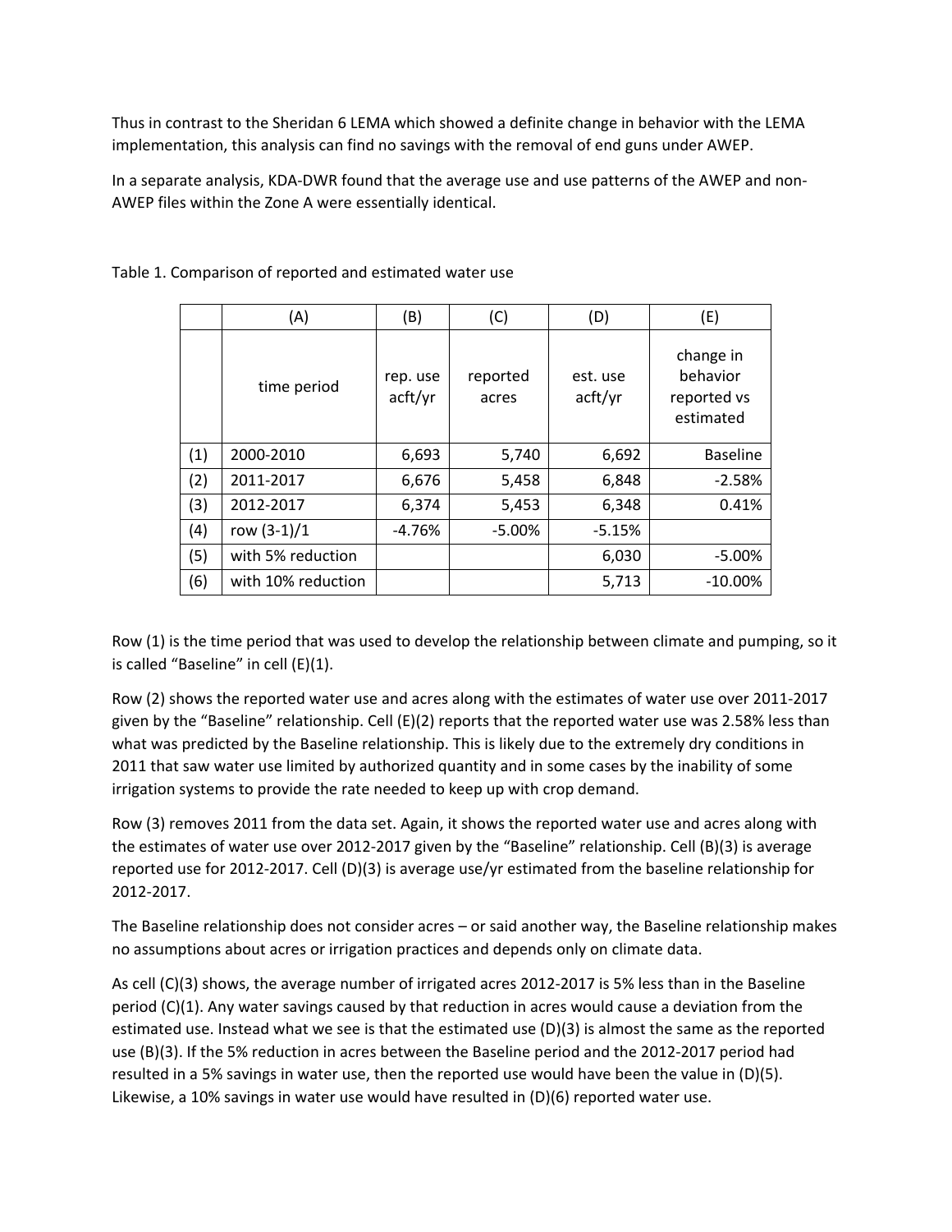Thus in contrast to the Sheridan 6 LEMA which showed a definite change in behavior with the LEMA implementation, this analysis can find no savings with the removal of end guns under AWEP.

In a separate analysis, KDA-DWR found that the average use and use patterns of the AWEP and non-AWEP files within the Zone A were essentially identical.

Table 1. Comparison of reported and estimated water use

| | (A) | (B) | (C) | (D) | (E) |
|---|---|---|---|---|---|
| | time period | rep. use acft/yr | reported acres | est. use acft/yr | change in behavior reported vs estimated |
| (1) | 2000-2010 | 6,693 | 5,740 | 6,692 | Baseline |
| (2) | 2011-2017 | 6,676 | 5,458 | 6,848 | -2.58% |
| (3) | 2012-2017 | 6,374 | 5,453 | 6,348 | 0.41% |
| (4) | row (3-1)/1 | -4.76% | -5.00% | -5.15% | |
| (5) | with 5% reduction | | | 6,030 | -5.00% |
| (6) | with 10% reduction | | | 5,713 | -10.00% |

Row (1) is the time period that was used to develop the relationship between climate and pumping, so it is called "Baseline" in cell (E)(1).

Row (2) shows the reported water use and acres along with the estimates of water use over 2011-2017 given by the "Baseline" relationship. Cell (E)(2) reports that the reported water use was 2.58% less than what was predicted by the Baseline relationship. This is likely due to the extremely dry conditions in 2011 that saw water use limited by authorized quantity and in some cases by the inability of some irrigation systems to provide the rate needed to keep up with crop demand.

Row (3) removes 2011 from the data set. Again, it shows the reported water use and acres along with the estimates of water use over 2012-2017 given by the "Baseline" relationship. Cell (B)(3) is average reported use for 2012-2017. Cell (D)(3) is average use/yr estimated from the baseline relationship for 2012-2017.

The Baseline relationship does not consider acres – or said another way, the Baseline relationship makes no assumptions about acres or irrigation practices and depends only on climate data.

As cell (C)(3) shows, the average number of irrigated acres 2012-2017 is 5% less than in the Baseline period (C)(1). Any water savings caused by that reduction in acres would cause a deviation from the estimated use. Instead what we see is that the estimated use (D)(3) is almost the same as the reported use (B)(3). If the 5% reduction in acres between the Baseline period and the 2012-2017 period had resulted in a 5% savings in water use, then the reported use would have been the value in (D)(5). Likewise, a 10% savings in water use would have resulted in (D)(6) reported water use.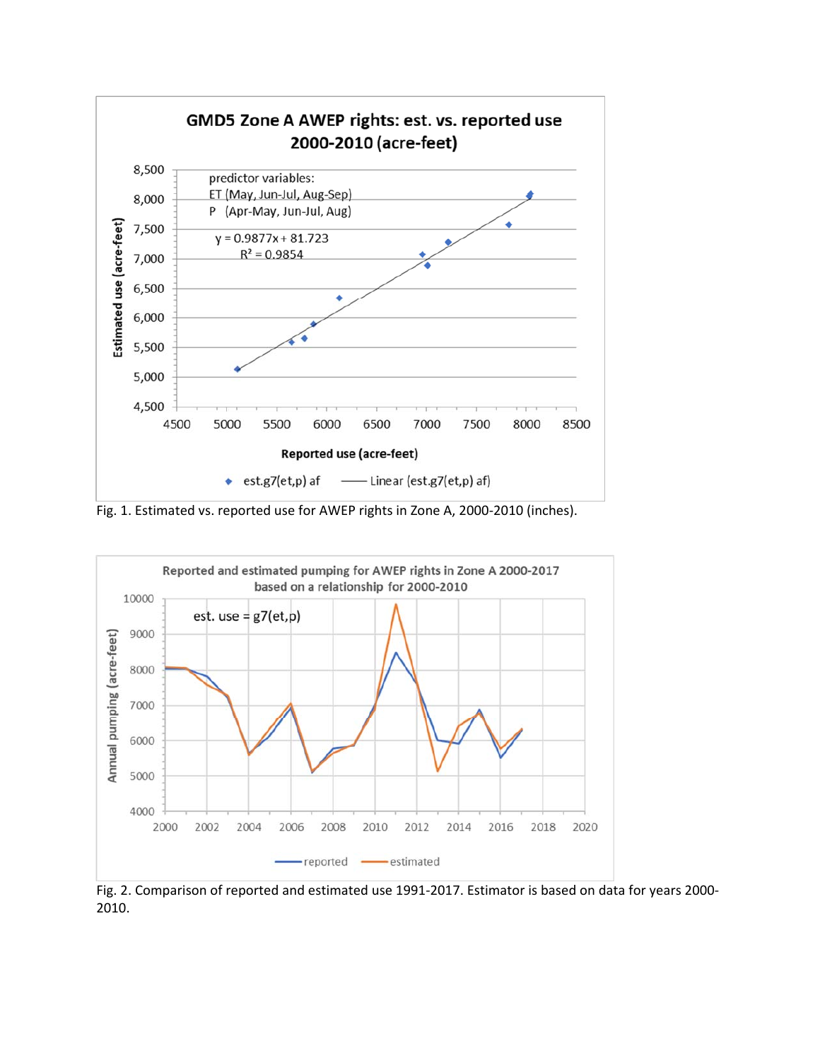Fig. 1. Estimated vs. reported use for AWEP rights in Zone A, 2000-2010 (inches).

Fig. 2. Comparison of reported and estimated use 1991-2017. Estimator is based on data for years 2000-2010.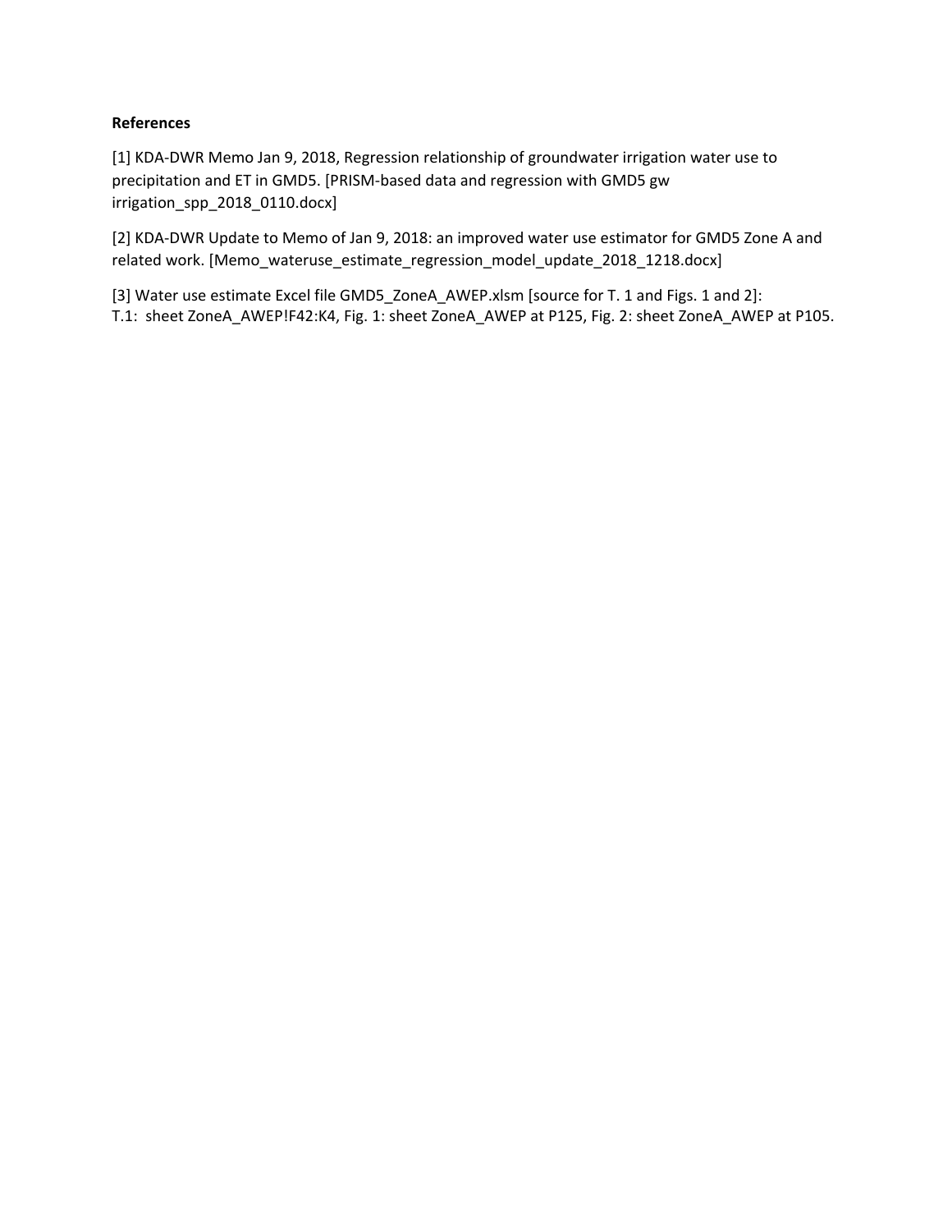**References**

[1] KDA-DWR Memo Jan 9, 2018, Regression relationship of groundwater irrigation water use to precipitation and ET in GMD5. [PRISM-based data and regression with GMD5 gw irrigation_spp_2018_0110.docx]

[2] KDA-DWR Update to Memo of Jan 9, 2018: an improved water use estimator for GMD5 Zone A and related work. [Memo_wateruse_estimate_regression_model_update_2018_1218.docx]

[3] Water use estimate Excel file GMD5_ZoneA_AWEP.xlsm [source for T. 1 and Figs. 1 and 2]:
T.1: sheet ZoneA_AWEP!F42:K4, Fig. 1: sheet ZoneA_AWEP at P125, Fig. 2: sheet ZoneA_AWEP at P105.